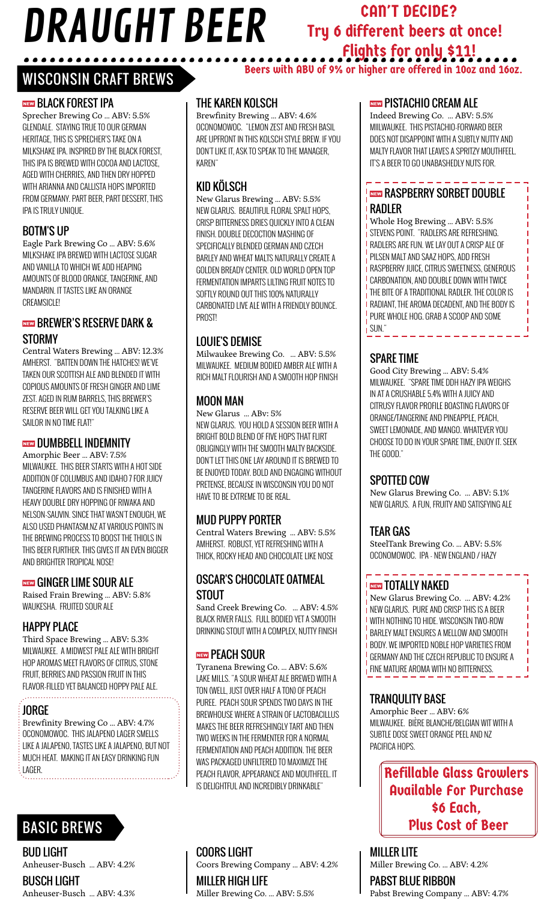# DRAUGHT BEER

**CAN'T DECIDE? Try 6 different beers at once! Flights for only $11!**

**Beers with ABV of 9% or higher are offered in 10oz and 16oz.**

## WISCONSIN CRAFT BREWS

### NEW BLACK FOREST IPA

Sprecher Brewing Co ... ABV: 5.5%

GLENDALE. STAYING TRUE TO OUR GERMAN HERITAGE, THIS IS SPRECHER'S TAKE ON A MILKSHAKE IPA. INSPIRED BY THE BLACK FOREST, THIS IPA IS BREWED WITH COCOA AND LACTOSE, AGED WITH CHERRIES, AND THEN DRY HOPPED WITH ARIANNA AND CALLISTA HOPS IMPORTED FROM GERMANY. PART BEER, PART DESSERT, THIS IPA IS TRULY UNIQUE.

### BOTM'S UP

Eagle Park Brewing Co ... ABV: 5.6%

MILKSHAKE IPA BREWED WITH LACTOSE SUGAR AND VANILLA TO WHICH WE ADD HEAPING AMOUNTS OF BLOOD ORANGE, TANGERINE, AND MANDARIN. IT TASTES LIKE AN ORANGE CREAMSICLE!

### NEW BREWER'S RESERVE DARK & STORMY

Central Waters Brewing ... ABV: 12.3%

AMHERST. "BATTEN DOWN THE HATCHES! WE'VE TAKEN OUR SCOTTISH ALE AND BLENDED IT WITH COPIOUS AMOUNTS OF FRESH GINGER AND LIME ZEST. AGED IN RUM BARRELS, THIS BREWER'S RESERVE BEER WILL GET YOU TALKING LIKE A SAILOR IN NO TIME FLAT!"

### NEW DUMBBELL INDEMNITY

Amorphic Beer ... ABV: 7.5%

MILWAUKEE. THIS BEER STARTS WITH A HOT SIDE ADDITION OF COLUMBUS AND IDAHO 7 FOR JUICY TANGERINE FLAVORS AND IS FINISHED WITH A HEAVY DOUBLE DRY HOPPING OF RIWAKA AND NELSON-SAUVIN. SINCE THAT WASN'T ENOUGH, WE ALSO USED PHANTASM.NZ AT VARIOUS POINTS IN THE BREWING PROCESS TO BOOST THE THIOLS IN THIS BEER FURTHER. THIS GIVES IT AN EVEN BIGGER AND BRIGHTER TROPICAL NOSE!

### NEW GINGER LIME SOUR ALE

Raised Frain Brewing ... ABV: 5.8%

WAUKESHA. FRUITED SOUR ALE

### HAPPY PLACE

Third Space Brewing ... ABV: 5.3%

MILWAUKEE. A MIDWEST PALE ALE WITH BRIGHT HOP AROMAS MEET FLAVORS OF CITRUS, STONE FRUIT, BERRIES AND PASSION FRUIT IN THIS FLAVOR-FILLED YET BALANCED HOPPY PALE ALE.

### JORGE

Brewfinity Brewing Co ... ABV: 4.7%

OCONOMOWOC. THIS JALAPENO LAGER SMELLS LIKE A JALAPENO, TASTES LIKE A JALAPENO, BUT NOT MUCH HEAT. MAKING IT AN EASY DRINKING FUN LAGER.

### THE KAREN KOLSCH

Brewfinity Brewing ... ABV: 4.6%

OCONOMOWOC. "LEMON ZEST AND FRESH BASIL ARE UPFRONT IN THIS KOLSCH STYLE BREW. IF YOU DON'T LIKE IT, ASK TO SPEAK TO THE MANAGER, KAREN"

### KID KÖLSCH

New Glarus Brewing ... ABV: 5.5%

NEW GLARUS. BEAUTIFUL FLORAL SPALT HOPS, CRISP BITTERNESS DRIES QUICKLY INTO A CLEAN FINISH. DOUBLE DECOCTION MASHING OF SPECIFICALLY BLENDED GERMAN AND CZECH BARLEY AND WHEAT MALTS NATURALLY CREATE A GOLDEN BREADY CENTER. OLD WORLD OPEN TOP FERMENTATION IMPARTS LILTING FRUIT NOTES TO SOFTLY ROUND OUT THIS 100% NATURALLY CARBONATED LIVE ALE WITH A FRIENDLY BOUNCE. PROST!

### LOUIE'S DEMISE

Milwaukee Brewing Co. ... ABV: 5.5%

MILWAUKEE. MEDIUM BODIED AMBER ALE WITH A RICH MALT FLOURISH AND A SMOOTH HOP FINISH

### MOON MAN

New Glarus ... ABv: 5%

NEW GLARUS. YOU HOLD A SESSION BEER WITH A BRIGHT BOLD BLEND OF FIVE HOPS THAT FLIRT OBLIGINGLY WITH THE SMOOTH MALTY BACKSIDE. DON'T LET THIS ONE LAY AROUND IT IS BREWED TO BE ENJOYED TODAY. BOLD AND ENGAGING WITHOUT PRETENSE, BECAUSE IN WISCONSIN YOU DO NOT HAVE TO BE EXTREME TO BE REAL.

### MUD PUPPY PORTER

Central Waters Brewing ... ABV: 5.5%

AMHERST. ROBUST, YET REFRESHING WITH A THICK, ROCKY HEAD AND CHOCOLATE LIKE NOSE

### OSCAR'S CHOCOLATE OATMEAL STOUT

Sand Creek Brewing Co. ... ABV: 4.5%

BLACK RIVER FALLS. FULL BODIED YET A SMOOTH DRINKING STOUT WITH A COMPLEX, NUTTY FINISH

### NEW PEACH SOUR

Tyranena Brewing Co. ... ABV: 5.6%

LAKE MILLS. "A SOUR WHEAT ALE BREWED WITH A TON (WELL, JUST OVER HALF A TON) OF PEACH PUREE. PEACH SOUR SPENDS TWO DAYS IN THE BREWHOUSE WHERE A STRAIN OF LACTOBACILLUS MAKES THE BEER REFRESHINGLY TART AND THEN TWO WEEKS IN THE FERMENTER FOR A NORMAL FERMENTATION AND PEACH ADDITION. THE BEER WAS PACKAGED UNFILTERED TO MAXIMIZE THE PEACH FLAVOR, APPEARANCE AND MOUTHFEEL. IT IS DELIGHTFUL AND INCREDIBLY DRINKABLE"

### NEW PISTACHIO CREAM ALE

Indeed Brewing Co. ... ABV: 5.5%

MIILWAUKEE. THIS PISTACHIO-FORWARD BEER DOES NOT DISAPPOINT WITH A SUBTLY NUTTY AND MALTY FLAVOR THAT LEAVES A SPRITZY MOUTHFEEL. IT'S A BEER TO GO UNABASHEDLY NUTS FOR.

### NEW RASPBERRY SORBET DOUBLE RADLER

Whole Hog Brewing ... ABV: 5.5%

STEVENS POINT. "RADLERS ARE REFRESHING. RADLERS ARE FUN. WE LAY OUT A CRISP ALE OF PILSEN MALT AND SAAZ HOPS, ADD FRESH RASPBERRY JUICE, CITRUS SWEETNESS, GENEROUS CARBONATION, AND DOUBLE DOWN WITH TWICE THE BITE OF A TRADITIONAL RADLER. THE COLOR IS RADIANT, THE AROMA DECADENT, AND THE BODY IS PURE WHOLE HOG. GRAB A SCOOP AND SOME SUN."

### SPARE TIME

Good City Brewing ... ABV: 5.4%

MILWAUKEE. "SPARE TIME DDH HAZY IPA WEIGHS IN AT A CRUSHABLE 5.4% WITH A JUICY AND CITRUSY FLAVOR PROFILE BOASTING FLAVORS OF ORANGE/TANGERINE AND PINEAPPLE, PEACH, SWEET LEMONADE, AND MANGO. WHATEVER YOU CHOOSE TO DO IN YOUR SPARE TIME, ENJOY IT. SEEK THE GOOD."

### SPOTTED COW

New Glarus Brewing Co. ... ABV: 5.1%

NEW GLARUS. A FUN, FRUITY AND SATISFYING ALE

### TEAR GAS

SteelTank Brewing Co. ... ABV: 5.5%

OCONOMOWOC. IPA - NEW ENGLAND / HAZY

### NEW TOTALLY NAKED

New Glarus Brewing Co. ... ABV: 4.2%

NEW GLARUS. PURE AND CRISP THIS IS A BEER WITH NOTHING TO HIDE. WISCONSIN TWO-ROW BARLEY MALT ENSURES A MELLOW AND SMOOTH BODY. WE IMPORTED NOBLE HOP VARIETIES FROM GERMANY AND THE CZECH REPUBLIC TO ENSURE A FINE MATURE AROMA WITH NO BITTERNESS.

### TRANQULITY BASE

Amorphic Beer ... ABV: 6%

MILWAUKEE. BIÈRE BLANCHE/BELGIAN WIT WITH A SUBTLE DOSE SWEET ORANGE PEEL AND NZ PACIFICA HOPS.

**Refillable Glass Growlers Available For Purchase $6 Each, Plus Cost of Beer**

## BASIC BREWS

### BUD LIGHT

Anheuser-Busch ... ABV: 4.2%

### BUSCH LIGHT

Anheuser-Busch ... ABV: 4.3%

### COORS LIGHT

Coors Brewing Company ... ABV: 4.2%

### MILLER HIGH LIFE

Miller Brewing Co. ... ABV: 5.5%

### MILLER LITE

Miller Brewing Co. ... ABV: 4.2%

### PABST BLUE RIBBON

Pabst Brewing Company ... ABV: 4.7%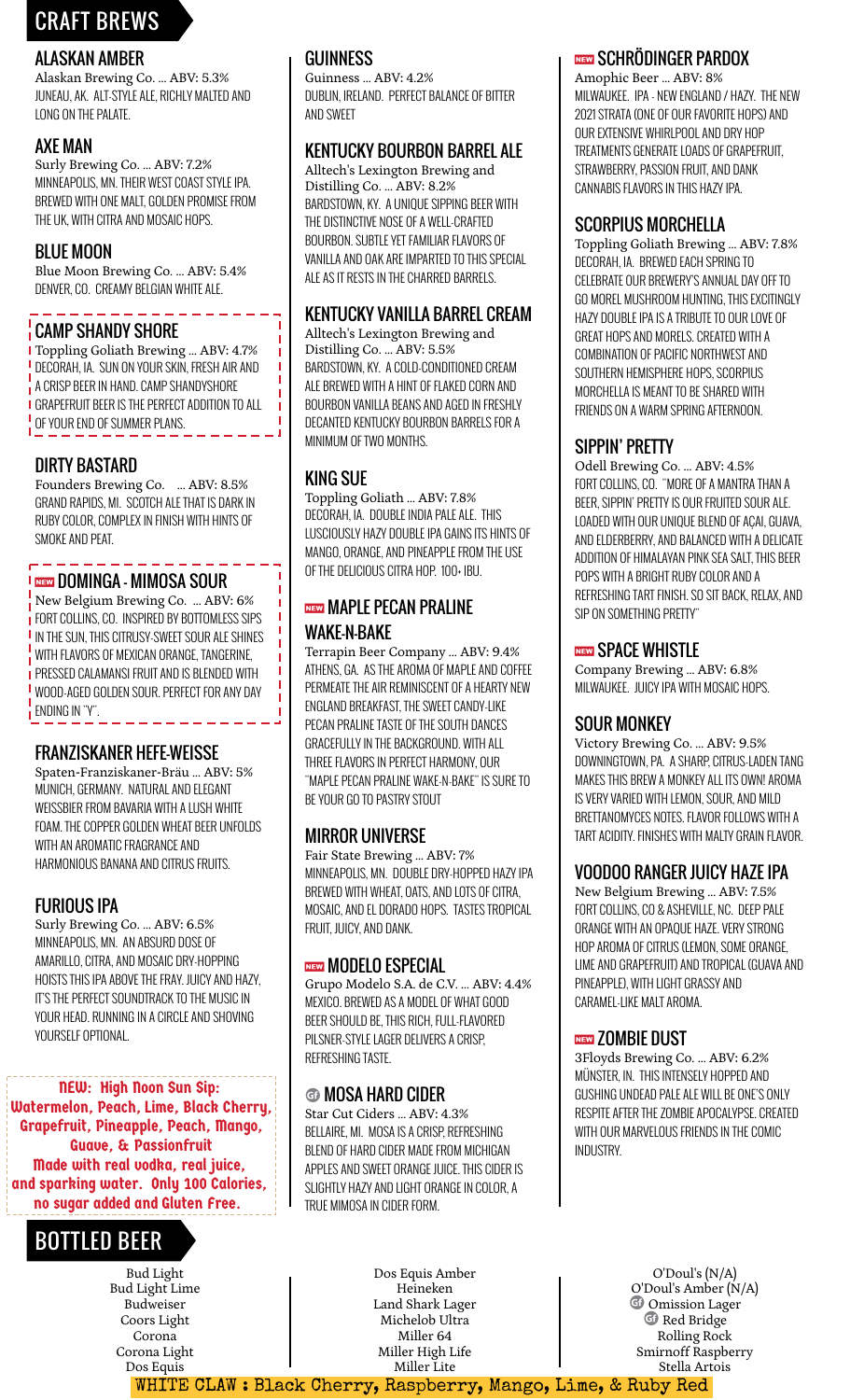# CRAFT BREWS

## ALASKAN AMBER

Alaskan Brewing Co. ... ABV: 5.3%
JUNEAU, AK. ALT-STYLE ALE, RICHLY MALTED AND LONG ON THE PALATE.

## AXE MAN

Surly Brewing Co. ... ABV: 7.2%
MINNEAPOLIS, MN. THEIR WEST COAST STYLE IPA. BREWED WITH ONE MALT, GOLDEN PROMISE FROM THE UK, WITH CITRA AND MOSAIC HOPS.

## BLUE MOON

Blue Moon Brewing Co. ... ABV: 5.4%
DENVER, CO. CREAMY BELGIAN WHITE ALE.

## CAMP SHANDY SHORE

Toppling Goliath Brewing ... ABV: 4.7%
DECORAH, IA. SUN ON YOUR SKIN, FRESH AIR AND A CRISP BEER IN HAND. CAMP SHANDYSHORE GRAPEFRUIT BEER IS THE PERFECT ADDITION TO ALL OF YOUR END OF SUMMER PLANS.

## DIRTY BASTARD

Founders Brewing Co. ... ABV: 8.5%
GRAND RAPIDS, MI. SCOTCH ALE THAT IS DARK IN RUBY COLOR, COMPLEX IN FINISH WITH HINTS OF SMOKE AND PEAT.

## NEW DOMINGA - MIMOSA SOUR

New Belgium Brewing Co. ... ABV: 6%
FORT COLLINS, CO. INSPIRED BY BOTTOMLESS SIPS IN THE SUN, THIS CITRUSY-SWEET SOUR ALE SHINES WITH FLAVORS OF MEXICAN ORANGE, TANGERINE, PRESSED CALAMANSI FRUIT AND IS BLENDED WITH WOOD-AGED GOLDEN SOUR. PERFECT FOR ANY DAY ENDING IN "Y".

## FRANZISKANER HEFE-WEISSE

Spaten-Franziskaner-Bräu ... ABV: 5%
MUNICH, GERMANY. NATURAL AND ELEGANT WEISSBIER FROM BAVARIA WITH A LUSH WHITE FOAM. THE COPPER GOLDEN WHEAT BEER UNFOLDS WITH AN AROMATIC FRAGRANCE AND HARMONIOUS BANANA AND CITRUS FRUITS.

## FURIOUS IPA

Surly Brewing Co. ... ABV: 6.5%
MINNEAPOLIS, MN. AN ABSURD DOSE OF AMARILLO, CITRA, AND MOSAIC DRY-HOPPING HOISTS THIS IPA ABOVE THE FRAY. JUICY AND HAZY, IT'S THE PERFECT SOUNDTRACK TO THE MUSIC IN YOUR HEAD. RUNNING IN A CIRCLE AND SHOVING YOURSELF OPTIONAL.

**NEW: High Noon Sun Sip: Watermelon, Peach, Lime, Black Cherry, Grapefruit, Pineapple, Peach, Mango, Guave, & Passionfruit**
**Made with real vodka, real juice, and sparking water. Only 100 Calories, no sugar added and Gluten Free.**

## GUINNESS

Guinness ... ABV: 4.2%
DUBLIN, IRELAND. PERFECT BALANCE OF BITTER AND SWEET

## KENTUCKY BOURBON BARREL ALE

Alltech's Lexington Brewing and Distilling Co. ... ABV: 8.2%
BARDSTOWN, KY. A UNIQUE SIPPING BEER WITH THE DISTINCTIVE NOSE OF A WELL-CRAFTED BOURBON. SUBTLE YET FAMILIAR FLAVORS OF VANILLA AND OAK ARE IMPARTED TO THIS SPECIAL ALE AS IT RESTS IN THE CHARRED BARRELS.

## KENTUCKY VANILLA BARREL CREAM

Alltech's Lexington Brewing and Distilling Co. ... ABV: 5.5%
BARDSTOWN, KY. A COLD-CONDITIONED CREAM ALE BREWED WITH A HINT OF FLAKED CORN AND BOURBON VANILLA BEANS AND AGED IN FRESHLY DECANTED KENTUCKY BOURBON BARRELS FOR A MINIMUM OF TWO MONTHS.

## KING SUE

Toppling Goliath ... ABV: 7.8%
DECORAH, IA. DOUBLE INDIA PALE ALE. THIS LUSCIOUSLY HAZY DOUBLE IPA GAINS ITS HINTS OF MANGO, ORANGE, AND PINEAPPLE FROM THE USE OF THE DELICIOUS CITRA HOP. 100+ IBU.

## NEW MAPLE PECAN PRALINE WAKE-N-BAKE

Terrapin Beer Company ... ABV: 9.4%
ATHENS, GA. AS THE AROMA OF MAPLE AND COFFEE PERMEATE THE AIR REMINISCENT OF A HEARTY NEW ENGLAND BREAKFAST, THE SWEET CANDY-LIKE PECAN PRALINE TASTE OF THE SOUTH DANCES GRACEFULLY IN THE BACKGROUND. WITH ALL THREE FLAVORS IN PERFECT HARMONY, OUR "MAPLE PECAN PRALINE WAKE-N-BAKE" IS SURE TO BE YOUR GO TO PASTRY STOUT

## MIRROR UNIVERSE

Fair State Brewing ... ABV: 7%
MINNEAPOLIS, MN. DOUBLE DRY-HOPPED HAZY IPA BREWED WITH WHEAT, OATS, AND LOTS OF CITRA, MOSAIC, AND EL DORADO HOPS. TASTES TROPICAL FRUIT, JUICY, AND DANK.

## NEW MODELO ESPECIAL

Grupo Modelo S.A. de C.V. ... ABV: 4.4%
MEXICO. BREWED AS A MODEL OF WHAT GOOD BEER SHOULD BE, THIS RICH, FULL-FLAVORED PILSNER-STYLE LAGER DELIVERS A CRISP, REFRESHING TASTE.

## GF MOSA HARD CIDER

Star Cut Ciders ... ABV: 4.3%
BELLAIRE, MI. MOSA IS A CRISP, REFRESHING BLEND OF HARD CIDER MADE FROM MICHIGAN APPLES AND SWEET ORANGE JUICE. THIS CIDER IS SLIGHTLY HAZY AND LIGHT ORANGE IN COLOR, A TRUE MIMOSA IN CIDER FORM.

## NEW SCHRÖDINGER PARDOX

Amophic Beer ... ABV: 8%
MILWAUKEE. IPA - NEW ENGLAND / HAZY. THE NEW 2021 STRATA (ONE OF OUR FAVORITE HOPS) AND OUR EXTENSIVE WHIRLPOOL AND DRY HOP TREATMENTS GENERATE LOADS OF GRAPEFRUIT, STRAWBERRY, PASSION FRUIT, AND DANK CANNABIS FLAVORS IN THIS HAZY IPA.

## SCORPIUS MORCHELLA

Toppling Goliath Brewing ... ABV: 7.8%
DECORAH, IA. BREWED EACH SPRING TO CELEBRATE OUR BREWERY'S ANNUAL DAY OFF TO GO MOREL MUSHROOM HUNTING, THIS EXCITINGLY HAZY DOUBLE IPA IS A TRIBUTE TO OUR LOVE OF GREAT HOPS AND MORELS. CREATED WITH A COMBINATION OF PACIFIC NORTHWEST AND SOUTHERN HEMISPHERE HOPS, SCORPIUS MORCHELLA IS MEANT TO BE SHARED WITH FRIENDS ON A WARM SPRING AFTERNOON.

## SIPPIN' PRETTY

Odell Brewing Co. ... ABV: 4.5%
FORT COLLINS, CO. "MORE OF A MANTRA THAN A BEER, SIPPIN' PRETTY IS OUR FRUITED SOUR ALE. LOADED WITH OUR UNIQUE BLEND OF AÇAI, GUAVA, AND ELDERBERRY, AND BALANCED WITH A DELICATE ADDITION OF HIMALAYAN PINK SEA SALT, THIS BEER POPS WITH A BRIGHT RUBY COLOR AND A REFRESHING TART FINISH. SO SIT BACK, RELAX, AND SIP ON SOMETHING PRETTY"

## NEW SPACE WHISTLE

Company Brewing ... ABV: 6.8%
MILWAUKEE. JUICY IPA WITH MOSAIC HOPS.

## SOUR MONKEY

Victory Brewing Co. ... ABV: 9.5%
DOWNINGTOWN, PA. A SHARP, CITRUS-LADEN TANG MAKES THIS BREW A MONKEY ALL ITS OWN! AROMA IS VERY VARIED WITH LEMON, SOUR, AND MILD BRETTANOMYCES NOTES. FLAVOR FOLLOWS WITH A TART ACIDITY. FINISHES WITH MALTY GRAIN FLAVOR.

## VOODOO RANGER JUICY HAZE IPA

New Belgium Brewing Co. ... ABV: 7.5%
FORT COLLINS, CO & ASHEVILLE, NC. DEEP PALE ORANGE WITH AN OPAQUE HAZE. VERY STRONG HOP AROMA OF CITRUS (LEMON, SOME ORANGE, LIME AND GRAPEFRUIT) AND TROPICAL (GUAVA AND PINEAPPLE), WITH LIGHT GRASSY AND CARAMEL-LIKE MALT AROMA.

## NEW ZOMBIE DUST

3Floyds Brewing Co. ... ABV: 6.2%
MÜNSTER, IN. THIS INTENSELY HOPPED AND GUSHING UNDEAD PALE ALE WILL BE ONE'S ONLY RESPITE AFTER THE ZOMBIE APOCALYPSE. CREATED WITH OUR MARVELOUS FRIENDS IN THE COMIC INDUSTRY.

# BOTTLED BEER

Bud Light
Bud Light Lime
Budweiser
Coors Light
Corona
Corona Light
Dos Equis

Dos Equis Amber
Heineken
Land Shark Lager
Michelob Ultra
Miller 64
Miller High Life
Miller Lite

O'Doul's (N/A)
O'Doul's Amber (N/A)
GF Omission Lager
GF Red Bridge
Rolling Rock
Smirnoff Raspberry
Stella Artois

WHITE CLAW : Black Cherry, Raspberry, Mango, Lime, & Ruby Red